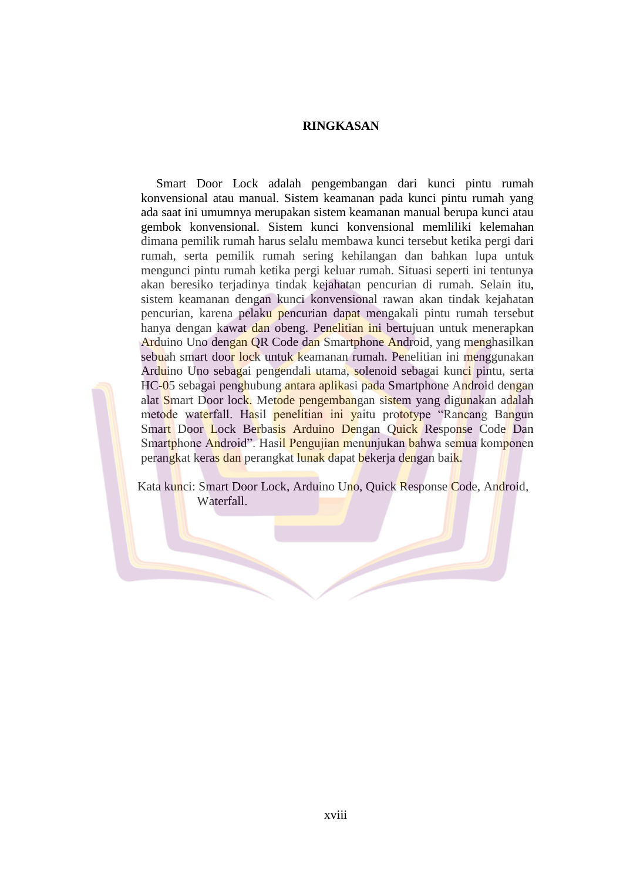# RINGKASAN

Smart Door Lock adalah pengembangan dari kunci pintu rumah konvensional atau manual. Sistem keamanan pada kunci pintu rumah yang ada saat ini umumnya merupakan sistem keamanan manual berupa kunci atau gembok konvensional. Sistem kunci konvensional memliliki kelemahan dimana pemilik rumah harus selalu membawa kunci tersebut ketika pergi dari rumah, serta pemilik rumah sering kehilangan dan bahkan lupa untuk mengunci pintu rumah ketika pergi keluar rumah. Situasi seperti ini tentunya akan beresiko terjadinya tindak kejahatan pencurian di rumah. Selain itu, sistem keamanan dengan kunci konvensional rawan akan tindak kejahatan pencurian, karena pelaku pencurian dapat mengakali pintu rumah tersebut hanya dengan kawat dan obeng. Penelitian ini bertujuan untuk menerapkan Arduino Uno dengan QR Code dan Smartphone Android, yang menghasilkan sebuah smart door lock untuk keamanan rumah. Penelitian ini menggunakan Arduino Uno sebagai pengendali utama, solenoid sebagai kunci pintu, serta HC-05 sebagai penghubung antara aplikasi pada Smartphone Android dengan alat Smart Door lock. Metode pengembangan sistem yang digunakan adalah metode waterfall. Hasil penelitian ini yaitu prototype "Rancang Bangun Smart Door Lock Berbasis Arduino Dengan Quick Response Code Dan Smartphone Android". Hasil Pengujian menunjukan bahwa semua komponen perangkat keras dan perangkat lunak dapat bekerja dengan baik.

Kata kunci: Smart Door Lock, Arduino Uno, Quick Response Code, Android, Waterfall.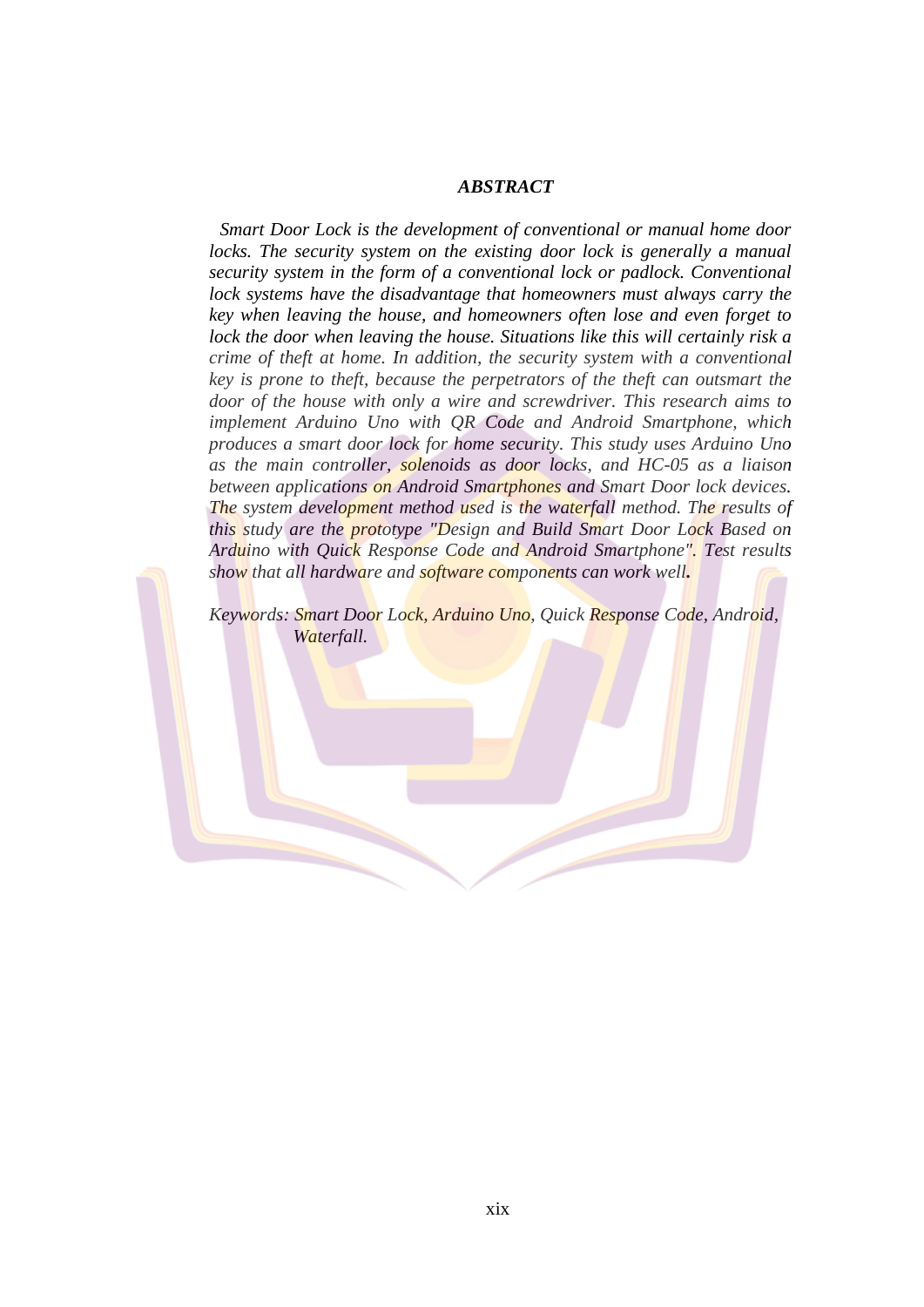# *ABSTRACT*

*Smart Door Lock is the development of conventional or manual home door locks. The security system on the existing door lock is generally a manual security system in the form of a conventional lock or padlock. Conventional lock systems have the disadvantage that homeowners must always carry the key when leaving the house, and homeowners often lose and even forget to lock the door when leaving the house. Situations like this will certainly risk a crime of theft at home. In addition, the security system with a conventional key is prone to theft, because the perpetrators of the theft can outsmart the door of the house with only a wire and screwdriver. This research aims to implement Arduino Uno with QR Code and Android Smartphone, which produces a smart door lock for home security. This study uses Arduino Uno as the main controller, solenoids as door locks, and HC-05 as a liaison between applications on Android Smartphones and Smart Door lock devices. The system development method used is the waterfall method. The results of this study are the prototype "Design and Build Smart Door Lock Based on Arduino with Quick Response Code and Android Smartphone". Test results show that all hardware and software components can work well.*

*Keywords: Smart Door Lock, Arduino Uno, Quick Response Code, Android, Waterfall.*